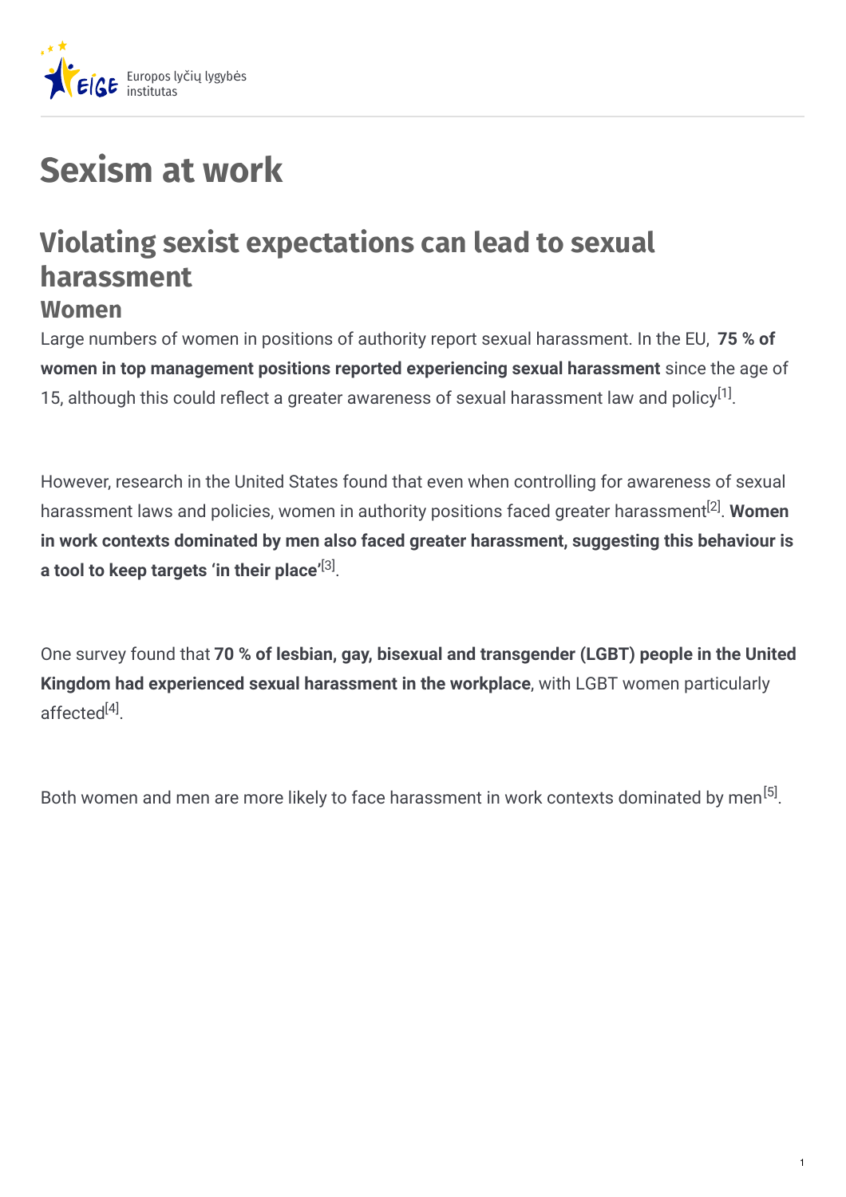# Sexism at work

## Violating sexist expectations can lead to sexual harassment

### Women

Large numbers of women in positions of authority report sexual harassment. In the EU, **75 % of women in top management positions reported experiencing sexual harassment** since the age of 15, although this could reflect a greater awareness of sexual harassment law and policy[1].

However, research in the United States found that even when controlling for awareness of sexual harassment laws and policies, women in authority positions faced greater harassment[2]. **Women in work contexts dominated by men also faced greater harassment, suggesting this behaviour is a tool to keep targets 'in their place'**[3].

One survey found that **70 % of lesbian, gay, bisexual and transgender (LGBT) people in the United Kingdom had experienced sexual harassment in the workplace**, with LGBT women particularly affected[4].

Both women and men are more likely to face harassment in work contexts dominated by men[5].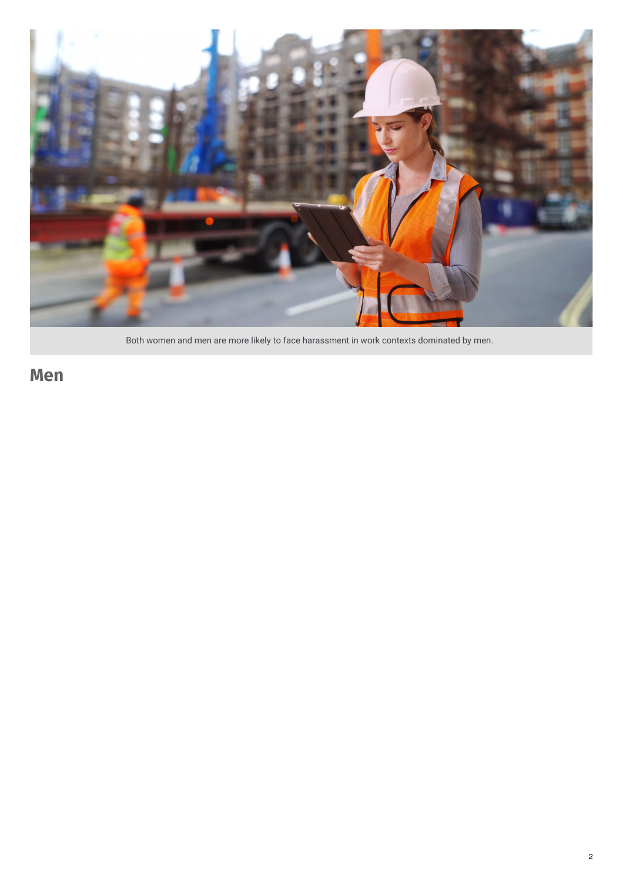Both women and men are more likely to face harassment in work contexts dominated by men.

## Men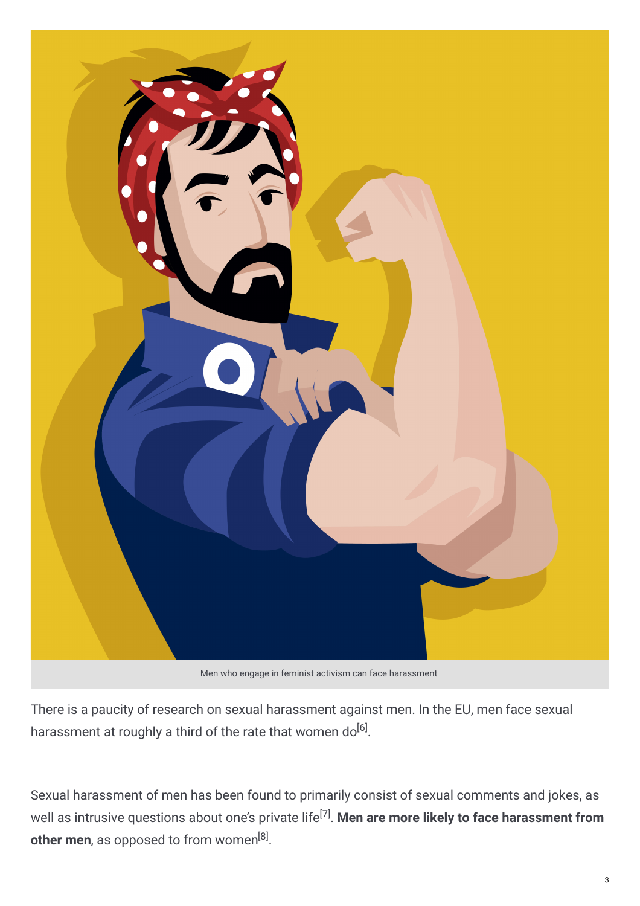Men who engage in feminist activism can face harassment

There is a paucity of research on sexual harassment against men. In the EU, men face sexual harassment at roughly a third of the rate that women do[6].

Sexual harassment of men has been found to primarily consist of sexual comments and jokes, as well as intrusive questions about one's private life[7]. **Men are more likely to face harassment from other men**, as opposed to from women[8].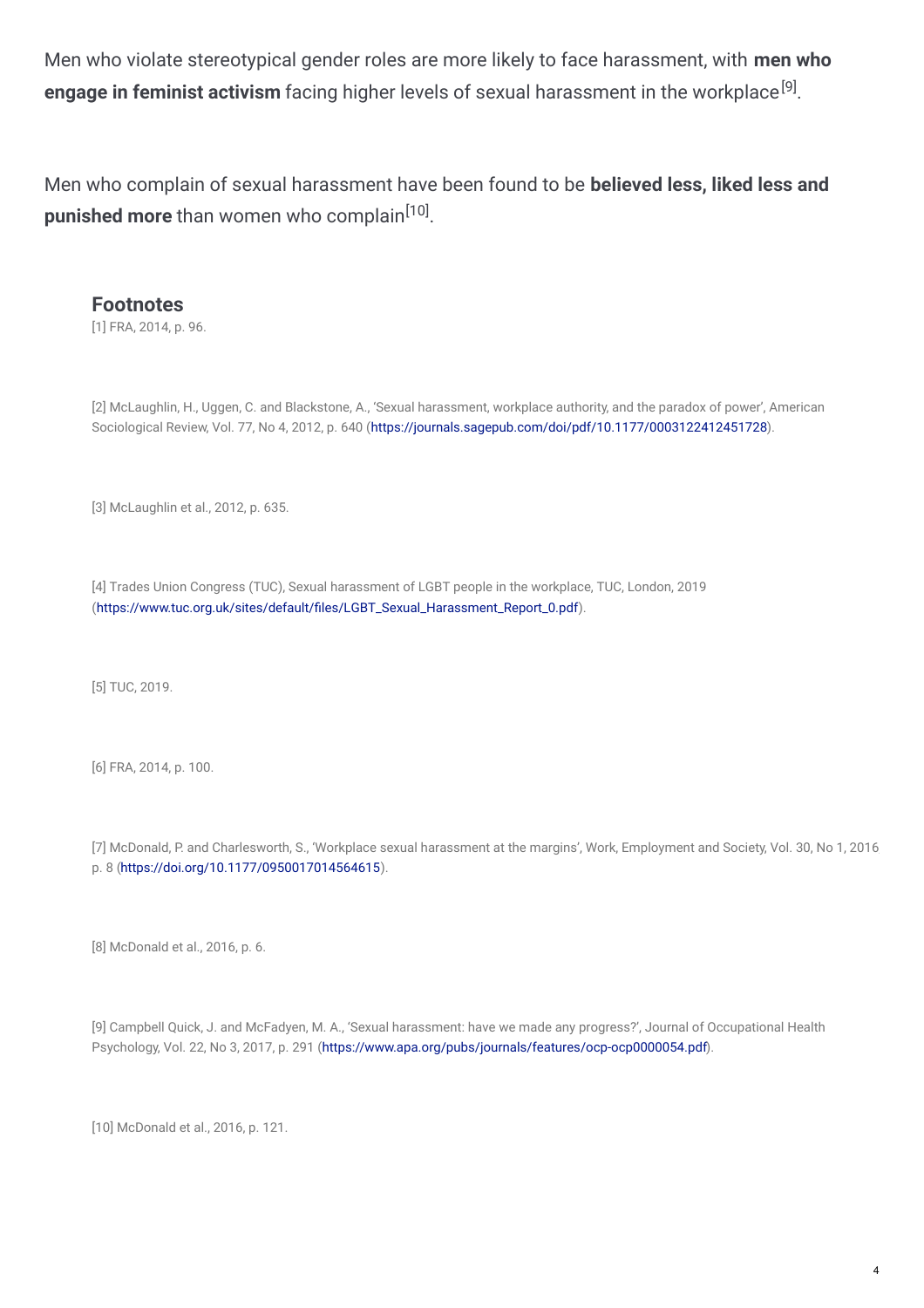Men who violate stereotypical gender roles are more likely to face harassment, with **men who engage in feminist activism** facing higher levels of sexual harassment in the workplace[9].

Men who complain of sexual harassment have been found to be **believed less, liked less and punished more** than women who complain[10].

### Footnotes

[1] FRA, 2014, p. 96.

[2] McLaughlin, H., Uggen, C. and Blackstone, A., 'Sexual harassment, workplace authority, and the paradox of power', American Sociological Review, Vol. 77, No 4, 2012, p. 640 (https://journals.sagepub.com/doi/pdf/10.1177/0003122412451728).

[3] McLaughlin et al., 2012, p. 635.

[4] Trades Union Congress (TUC), Sexual harassment of LGBT people in the workplace, TUC, London, 2019 (https://www.tuc.org.uk/sites/default/files/LGBT_Sexual_Harassment_Report_0.pdf).

[5] TUC, 2019.

[6] FRA, 2014, p. 100.

[7] McDonald, P. and Charlesworth, S., 'Workplace sexual harassment at the margins', Work, Employment and Society, Vol. 30, No 1, 2016, p. 8 (https://doi.org/10.1177/0950017014564615).

[8] McDonald et al., 2016, p. 6.

[9] Campbell Quick, J. and McFadyen, M. A., 'Sexual harassment: have we made any progress?', Journal of Occupational Health Psychology, Vol. 22, No 3, 2017, p. 291 (https://www.apa.org/pubs/journals/features/ocp-ocp0000054.pdf).

[10] McDonald et al., 2016, p. 121.